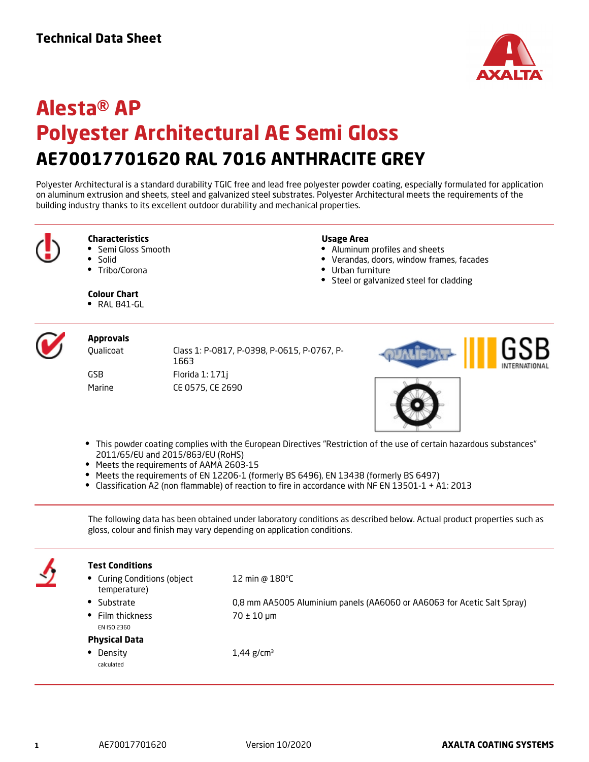# Technical Data Sheet

# Alesta® AP
# Polyester Architectural AE Semi Gloss
## AE70017701620 RAL 7016 ANTHRACITE GREY

Polyester Architectural is a standard durability TGIC free and lead free polyester powder coating, especially formulated for application on aluminum extrusion and sheets, steel and galvanized steel substrates. Polyester Architectural meets the requirements of the building industry thanks to its excellent outdoor durability and mechanical properties.

---

**Characteristics**
- Semi Gloss Smooth
- Solid
- Tribo/Corona

**Colour Chart**
- RAL 841-GL

**Usage Area**
- Aluminum profiles and sheets
- Verandas, doors, window frames, facades
- Urban furniture
- Steel or galvanized steel for cladding

---

**Approvals**

| | |
|---|---|
| Qualicoat | Class 1: P-0817, P-0398, P-0615, P-0767, P-1663 |
| GSB | Florida 1: 171j |
| Marine | CE 0575, CE 2690 |

- This powder coating complies with the European Directives "Restriction of the use of certain hazardous substances" 2011/65/EU and 2015/863/EU (RoHS)
- Meets the requirements of AAMA 2603-15
- Meets the requirements of EN 12206-1 (formerly BS 6496), EN 13438 (formerly BS 6497)
- Classification A2 (non flammable) of reaction to fire in accordance with NF EN 13501-1 + A1: 2013

---

The following data has been obtained under laboratory conditions as described below. Actual product properties such as gloss, colour and finish may vary depending on application conditions.

---

**Test Conditions**

| | |
|---|---|
| Curing Conditions (object temperature) | 12 min @ 180°C |
| Substrate | 0,8 mm AA5005 Aluminium panels (AA6060 or AA6063 for Acetic Salt Spray) |
| Film thickness (EN ISO 2360) | 70 ± 10 µm |

**Physical Data**

| | |
|---|---|
| Density (calculated) | 1,44 g/cm³ |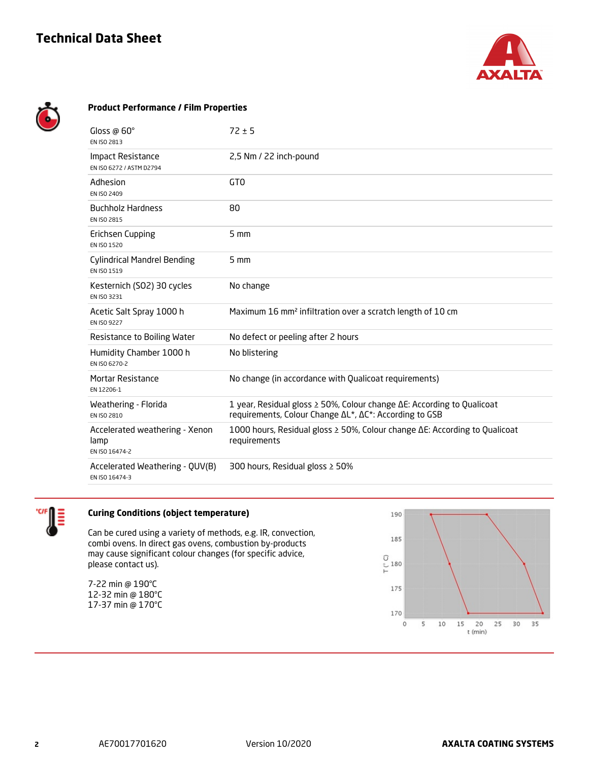## Product Performance / Film Properties

| Property | Value |
|---|---|
| Gloss @ 60°<br>EN ISO 2813 | 72 ± 5 |
| Impact Resistance<br>EN ISO 6272 / ASTM D2794 | 2,5 Nm / 22 inch-pound |
| Adhesion<br>EN ISO 2409 | GT0 |
| Buchholz Hardness<br>EN ISO 2815 | 80 |
| Erichsen Cupping<br>EN ISO 1520 | 5 mm |
| Cylindrical Mandrel Bending<br>EN ISO 1519 | 5 mm |
| Kesternich (SO2) 30 cycles<br>EN ISO 3231 | No change |
| Acetic Salt Spray 1000 h<br>EN ISO 9227 | Maximum 16 mm² infiltration over a scratch length of 10 cm |
| Resistance to Boiling Water | No defect or peeling after 2 hours |
| Humidity Chamber 1000 h<br>EN ISO 6270-2 | No blistering |
| Mortar Resistance<br>EN 12206-1 | No change (in accordance with Qualicoat requirements) |
| Weathering - Florida<br>EN ISO 2810 | 1 year, Residual gloss ≥ 50%, Colour change ΔE: According to Qualicoat requirements, Colour Change ΔL\*, ΔC\*: According to GSB |
| Accelerated weathering - Xenon lamp<br>EN ISO 16474-2 | 1000 hours, Residual gloss ≥ 50%, Colour change ΔE: According to Qualicoat requirements |
| Accelerated Weathering - QUV(B)<br>EN ISO 16474-3 | 300 hours, Residual gloss ≥ 50% |

## Curing Conditions (object temperature)

Can be cured using a variety of methods, e.g. IR, convection, combi ovens. In direct gas ovens, combustion by-products may cause significant colour changes (for specific advice, please contact us).

7-22 min @ 190°C
12-32 min @ 180°C
17-37 min @ 170°C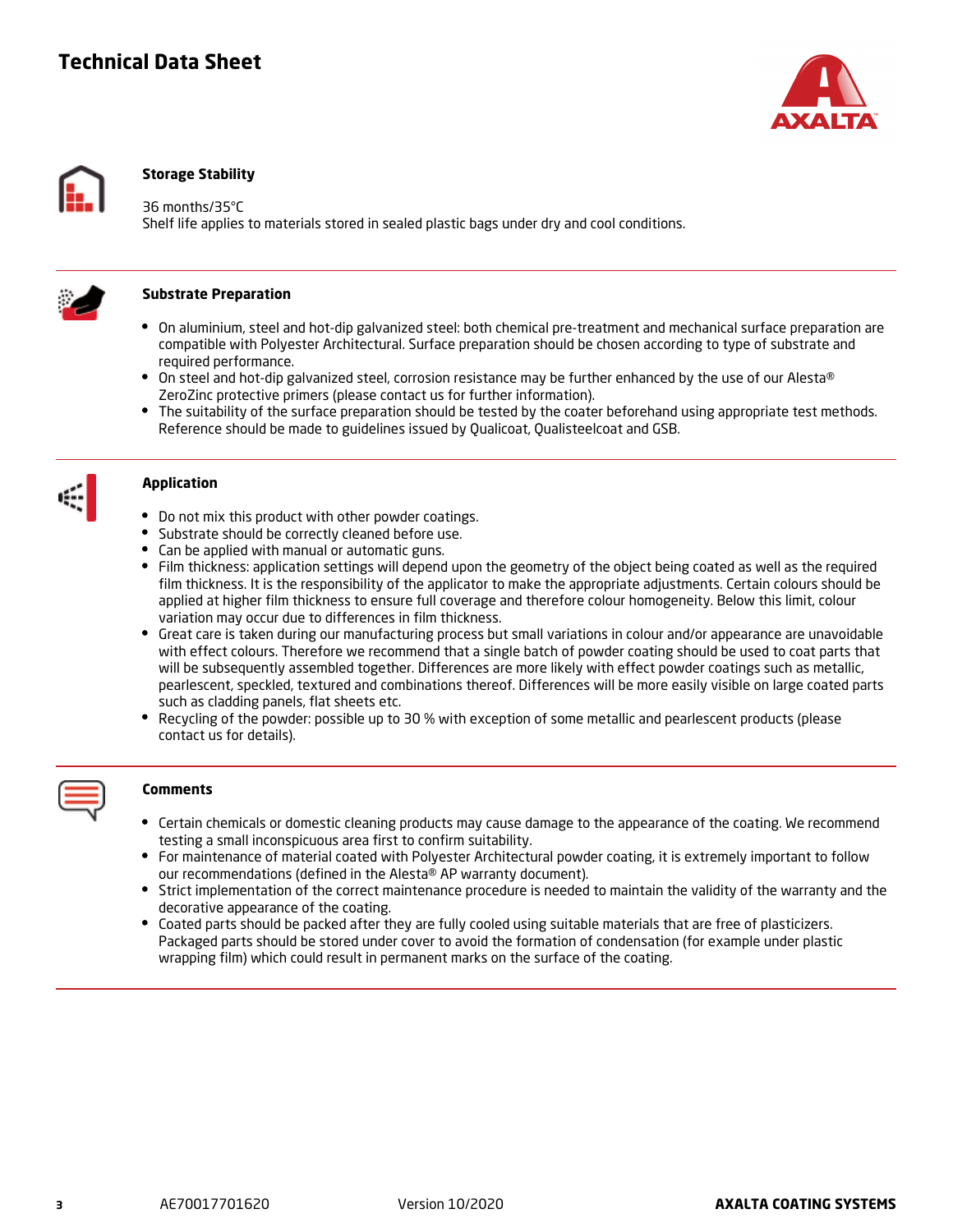## Storage Stability

36 months/35°C
Shelf life applies to materials stored in sealed plastic bags under dry and cool conditions.

## Substrate Preparation

- On aluminium, steel and hot-dip galvanized steel: both chemical pre-treatment and mechanical surface preparation are compatible with Polyester Architectural. Surface preparation should be chosen according to type of substrate and required performance.
- On steel and hot-dip galvanized steel, corrosion resistance may be further enhanced by the use of our Alesta® ZeroZinc protective primers (please contact us for further information).
- The suitability of the surface preparation should be tested by the coater beforehand using appropriate test methods. Reference should be made to guidelines issued by Qualicoat, Qualisteelcoat and GSB.

## Application

- Do not mix this product with other powder coatings.
- Substrate should be correctly cleaned before use.
- Can be applied with manual or automatic guns.
- Film thickness: application settings will depend upon the geometry of the object being coated as well as the required film thickness. It is the responsibility of the applicator to make the appropriate adjustments. Certain colours should be applied at higher film thickness to ensure full coverage and therefore colour homogeneity. Below this limit, colour variation may occur due to differences in film thickness.
- Great care is taken during our manufacturing process but small variations in colour and/or appearance are unavoidable with effect colours. Therefore we recommend that a single batch of powder coating should be used to coat parts that will be subsequently assembled together. Differences are more likely with effect powder coatings such as metallic, pearlescent, speckled, textured and combinations thereof. Differences will be more easily visible on large coated parts such as cladding panels, flat sheets etc.
- Recycling of the powder: possible up to 30 % with exception of some metallic and pearlescent products (please contact us for details).

## Comments

- Certain chemicals or domestic cleaning products may cause damage to the appearance of the coating. We recommend testing a small inconspicuous area first to confirm suitability.
- For maintenance of material coated with Polyester Architectural powder coating, it is extremely important to follow our recommendations (defined in the Alesta® AP warranty document).
- Strict implementation of the correct maintenance procedure is needed to maintain the validity of the warranty and the decorative appearance of the coating.
- Coated parts should be packed after they are fully cooled using suitable materials that are free of plasticizers. Packaged parts should be stored under cover to avoid the formation of condensation (for example under plastic wrapping film) which could result in permanent marks on the surface of the coating.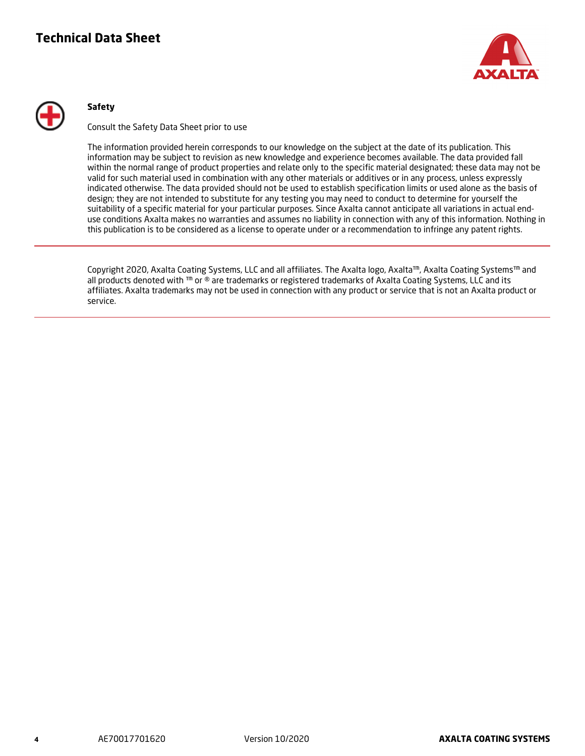**Safety**

Consult the Safety Data Sheet prior to use

The information provided herein corresponds to our knowledge on the subject at the date of its publication. This information may be subject to revision as new knowledge and experience becomes available. The data provided fall within the normal range of product properties and relate only to the specific material designated; these data may not be valid for such material used in combination with any other materials or additives or in any process, unless expressly indicated otherwise. The data provided should not be used to establish specification limits or used alone as the basis of design; they are not intended to substitute for any testing you may need to conduct to determine for yourself the suitability of a specific material for your particular purposes. Since Axalta cannot anticipate all variations in actual end-use conditions Axalta makes no warranties and assumes no liability in connection with any of this information. Nothing in this publication is to be considered as a license to operate under or a recommendation to infringe any patent rights.

---

Copyright 2020, Axalta Coating Systems, LLC and all affiliates. The Axalta logo, Axalta™, Axalta Coating Systems™ and all products denoted with ™ or ® are trademarks or registered trademarks of Axalta Coating Systems, LLC and its affiliates. Axalta trademarks may not be used in connection with any product or service that is not an Axalta product or service.